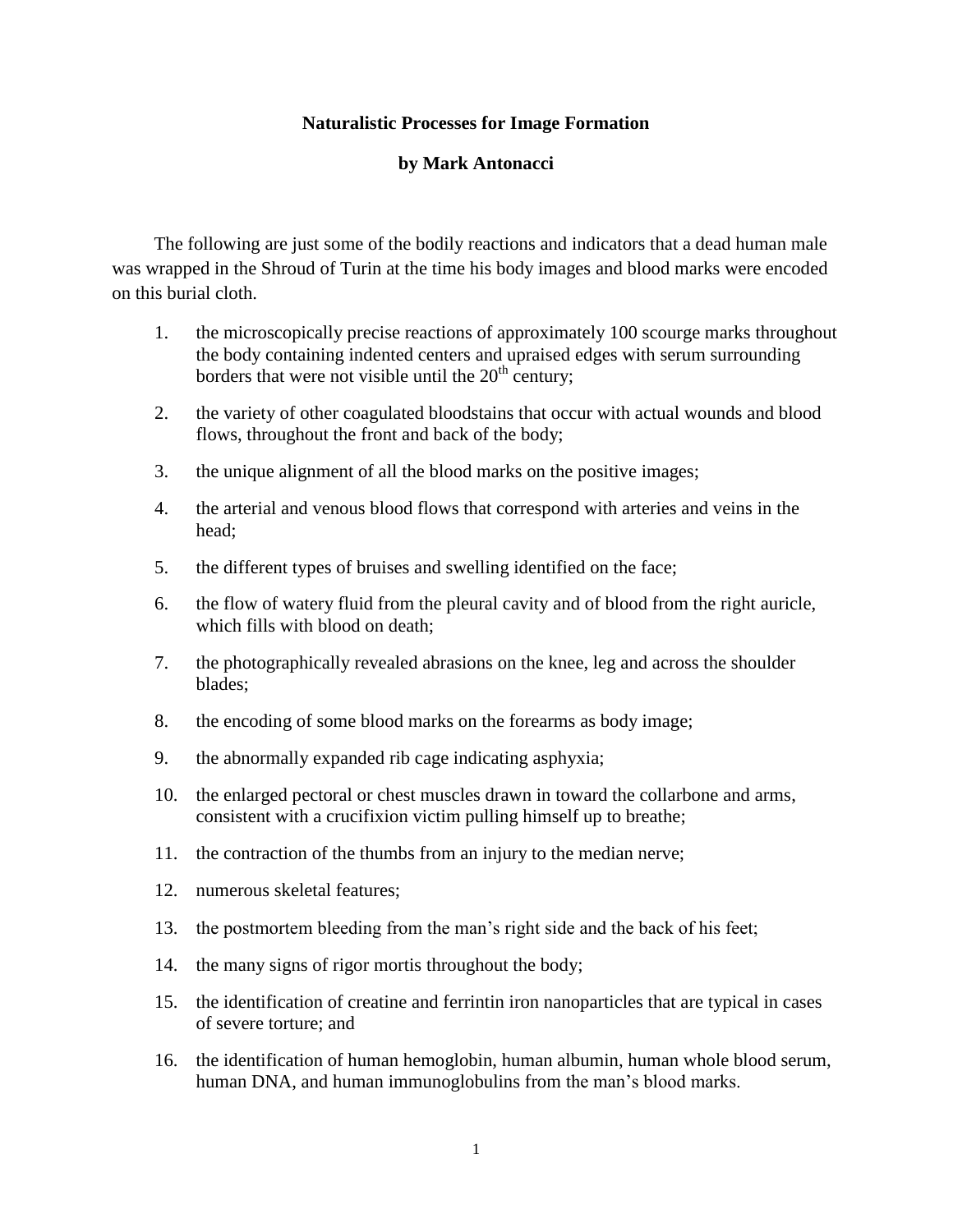# Naturalistic Processes for Image Formation

## by Mark Antonacci

The following are just some of the bodily reactions and indicators that a dead human male was wrapped in the Shroud of Turin at the time his body images and blood marks were encoded on this burial cloth.

1. the microscopically precise reactions of approximately 100 scourge marks throughout the body containing indented centers and upraised edges with serum surrounding borders that were not visible until the 20th century;
2. the variety of other coagulated bloodstains that occur with actual wounds and blood flows, throughout the front and back of the body;
3. the unique alignment of all the blood marks on the positive images;
4. the arterial and venous blood flows that correspond with arteries and veins in the head;
5. the different types of bruises and swelling identified on the face;
6. the flow of watery fluid from the pleural cavity and of blood from the right auricle, which fills with blood on death;
7. the photographically revealed abrasions on the knee, leg and across the shoulder blades;
8. the encoding of some blood marks on the forearms as body image;
9. the abnormally expanded rib cage indicating asphyxia;
10. the enlarged pectoral or chest muscles drawn in toward the collarbone and arms, consistent with a crucifixion victim pulling himself up to breathe;
11. the contraction of the thumbs from an injury to the median nerve;
12. numerous skeletal features;
13. the postmortem bleeding from the man's right side and the back of his feet;
14. the many signs of rigor mortis throughout the body;
15. the identification of creatine and ferrintin iron nanoparticles that are typical in cases of severe torture; and
16. the identification of human hemoglobin, human albumin, human whole blood serum, human DNA, and human immunoglobulins from the man's blood marks.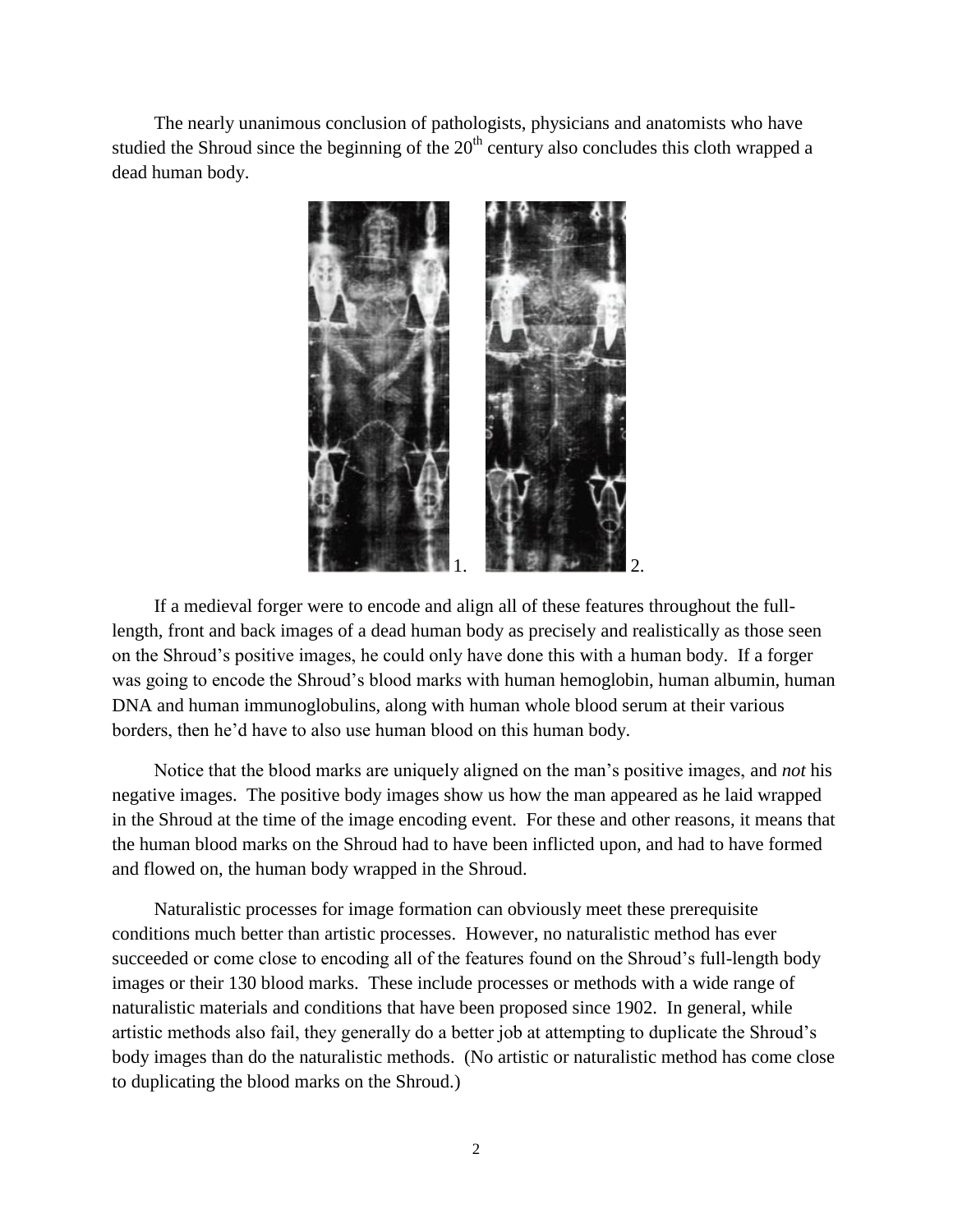The nearly unanimous conclusion of pathologists, physicians and anatomists who have studied the Shroud since the beginning of the 20th century also concludes this cloth wrapped a dead human body.

1. 2.

If a medieval forger were to encode and align all of these features throughout the full-length, front and back images of a dead human body as precisely and realistically as those seen on the Shroud's positive images, he could only have done this with a human body. If a forger was going to encode the Shroud's blood marks with human hemoglobin, human albumin, human DNA and human immunoglobulins, along with human whole blood serum at their various borders, then he'd have to also use human blood on this human body.

Notice that the blood marks are uniquely aligned on the man's positive images, and *not* his negative images. The positive body images show us how the man appeared as he laid wrapped in the Shroud at the time of the image encoding event. For these and other reasons, it means that the human blood marks on the Shroud had to have been inflicted upon, and had to have formed and flowed on, the human body wrapped in the Shroud.

Naturalistic processes for image formation can obviously meet these prerequisite conditions much better than artistic processes. However, no naturalistic method has ever succeeded or come close to encoding all of the features found on the Shroud's full-length body images or their 130 blood marks. These include processes or methods with a wide range of naturalistic materials and conditions that have been proposed since 1902. In general, while artistic methods also fail, they generally do a better job at attempting to duplicate the Shroud's body images than do the naturalistic methods. (No artistic or naturalistic method has come close to duplicating the blood marks on the Shroud.)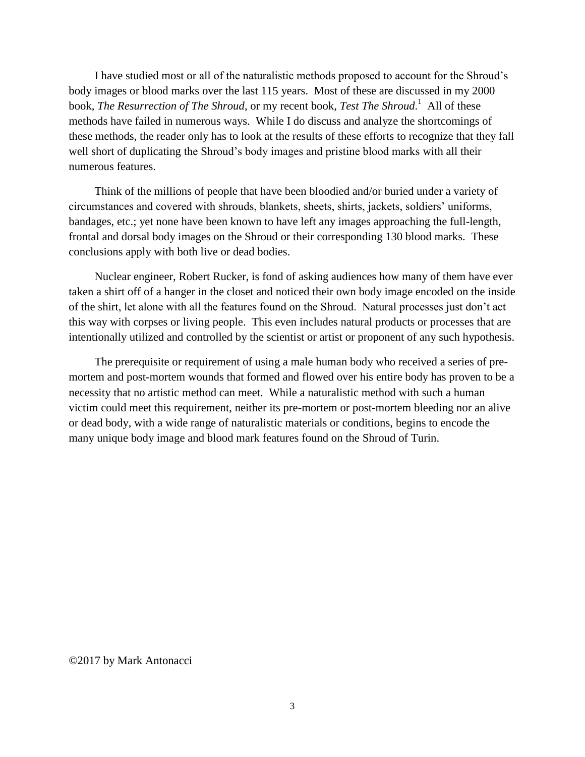I have studied most or all of the naturalistic methods proposed to account for the Shroud's body images or blood marks over the last 115 years. Most of these are discussed in my 2000 book, *The Resurrection of The Shroud*, or my recent book, *Test The Shroud*.[1] All of these methods have failed in numerous ways. While I do discuss and analyze the shortcomings of these methods, the reader only has to look at the results of these efforts to recognize that they fall well short of duplicating the Shroud's body images and pristine blood marks with all their numerous features.

Think of the millions of people that have been bloodied and/or buried under a variety of circumstances and covered with shrouds, blankets, sheets, shirts, jackets, soldiers' uniforms, bandages, etc.; yet none have been known to have left any images approaching the full-length, frontal and dorsal body images on the Shroud or their corresponding 130 blood marks. These conclusions apply with both live or dead bodies.

Nuclear engineer, Robert Rucker, is fond of asking audiences how many of them have ever taken a shirt off of a hanger in the closet and noticed their own body image encoded on the inside of the shirt, let alone with all the features found on the Shroud. Natural processes just don't act this way with corpses or living people. This even includes natural products or processes that are intentionally utilized and controlled by the scientist or artist or proponent of any such hypothesis.

The prerequisite or requirement of using a male human body who received a series of pre-mortem and post-mortem wounds that formed and flowed over his entire body has proven to be a necessity that no artistic method can meet. While a naturalistic method with such a human victim could meet this requirement, neither its pre-mortem or post-mortem bleeding nor an alive or dead body, with a wide range of naturalistic materials or conditions, begins to encode the many unique body image and blood mark features found on the Shroud of Turin.

©2017 by Mark Antonacci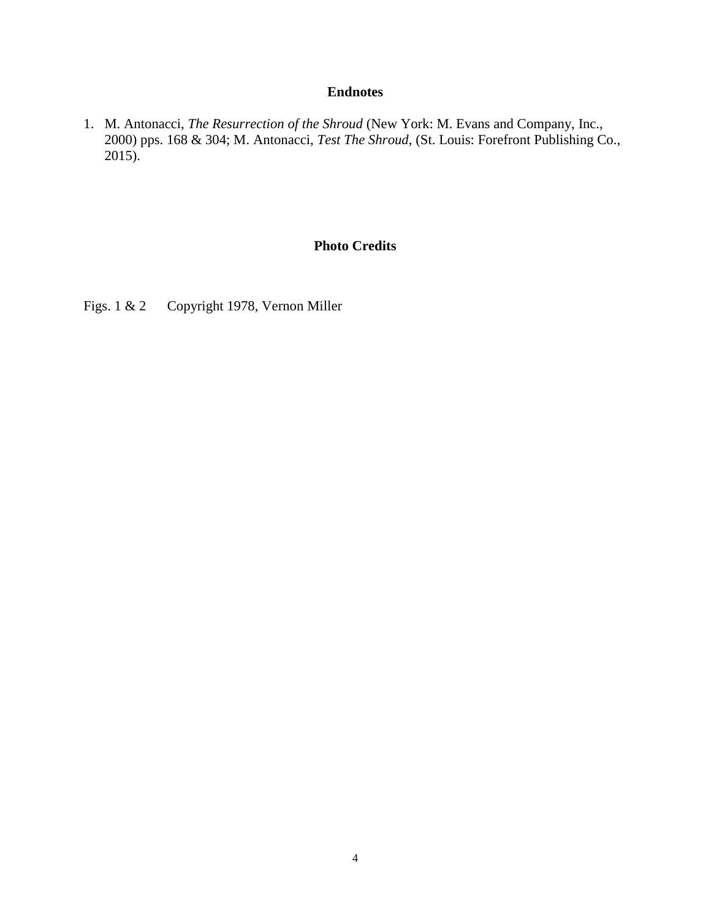## Endnotes

1. M. Antonacci, *The Resurrection of the Shroud* (New York: M. Evans and Company, Inc., 2000) pps. 168 & 304; M. Antonacci, *Test The Shroud*, (St. Louis: Forefront Publishing Co., 2015).

## Photo Credits

Figs. 1 & 2 Copyright 1978, Vernon Miller